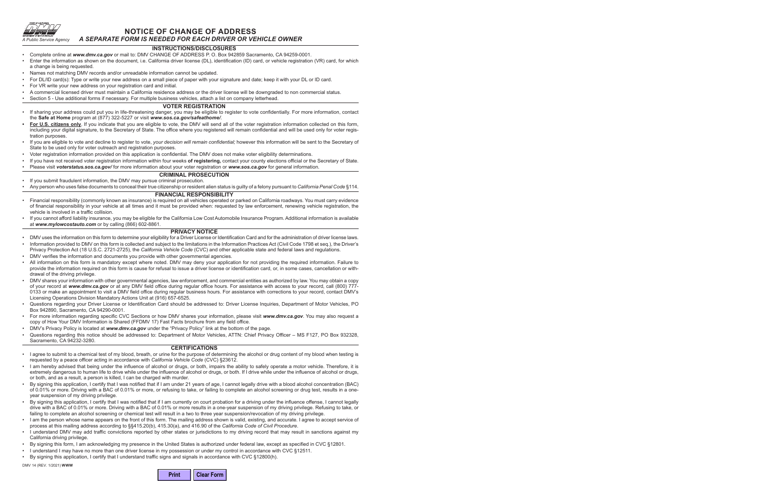STATE OF CALIFORNIA
DEPARTMENT OF MOTOR VEHICLES
*A Public Service Agency*

# NOTICE OF CHANGE OF ADDRESS

***A SEPARATE FORM IS NEEDED FOR EACH DRIVER OR VEHICLE OWNER***

## INSTRUCTIONS/DISCLOSURES

- Complete online at ***www.dmv.ca.gov*** or mail to: DMV CHANGE OF ADDRESS P. O. Box 942859 Sacramento, CA 94259-0001.
- Enter the information as shown on the document, i.e. California driver license (DL), identification (ID) card, or vehicle registration (VR) card, for which a change is being requested.
- Names not matching DMV records and/or unreadable information cannot be updated.
- For DL/ID card(s): Type or write your new address on a small piece of paper with your signature and date; keep it with your DL or ID card.
- For VR write your new address on your registration card and initial.
- A commercial licensed driver must maintain a California residence address or the driver license will be downgraded to non commercial status.
- Section 5 - Use additional forms if necessary. For multiple business vehicles, attach a list on company letterhead.

## VOTER REGISTRATION

- If sharing your address could put you in life-threatening danger, you may be eligible to register to vote confidentially. For more information, contact the **Safe at Home** program at (877) 322-5227 or visit ***www.sos.ca.gov/safeathome/***.
- **For U.S. citizens only**. If you indicate that you are eligible to vote, the DMV will send all of the voter registration information collected on this form, including your digital signature, to the Secretary of State. The office where you registered will remain confidential and will be used only for voter registration purposes.
- If you are eligible to vote and decline to register to vote, *your decision will remain confidential;* however this information will be sent to the Secretary of State to be used only for voter outreach and registration purposes.
- Voter registration information provided on this application is confidential. The DMV does not make voter eligibility determinations.
- If you have not received voter registration information within four weeks **of registering,** contact your county elections official or the Secretary of State.
- Please visit ***voterstatus.sos.ca.gov/*** for more information about your voter registration or ***www.sos.ca.gov*** for general information.

## CRIMINAL PROSECUTION

- If you submit fraudulent information, the DMV may pursue criminal prosecution.
- Any person who uses false documents to conceal their true citizenship or resident alien status is guilty of a felony pursuant to *California Penal Code* §114.

## FINANCIAL RESPONSIBILITY

- Financial responsibility (commonly known as insurance) is required on all vehicles operated or parked on California roadways. You must carry evidence of financial responsibility in your vehicle at all times and it must be provided when: requested by law enforcement, renewing vehicle registration, the vehicle is involved in a traffic collision.
- If you cannot afford liability insurance, you may be eligible for the California Low Cost Automobile Insurance Program. Additional information is available at ***www.mylowcostauto.com*** or by calling (866) 602-8861.

## PRIVACY NOTICE

- DMV uses the information on this form to determine your eligibility for a Driver License or Identification Card and for the administration of driver license laws.
- Information provided to DMV on this form is collected and subject to the limitations in the Information Practices Act (Civil Code 1798 et seq.), the Driver's Privacy Protection Act (18 U.S.C. 2721-2725), the *California Vehicle Code* (CVC) and other applicable state and federal laws and regulations.
- DMV verifies the information and documents you provide with other governmental agencies.
- All information on this form is mandatory except where noted. DMV may deny your application for not providing the required information. Failure to provide the information required on this form is cause for refusal to issue a driver license or identification card, or, in some cases, cancellation or withdrawal of the driving privilege.
- DMV shares your information with other governmental agencies, law enforcement, and commercial entities as authorized by law. You may obtain a copy of your record at ***www.dmv.ca.gov*** or at any DMV field office during regular office hours. For assistance with access to your record, call (800) 777-0133 or make an appointment to visit a DMV field office during regular business hours. For assistance with corrections to your record, contact DMV's Licensing Operations Division Mandatory Actions Unit at (916) 657-6525.
- Questions regarding your Driver License or Identification Card should be addressed to: Driver License Inquiries, Department of Motor Vehicles, PO Box 942890, Sacramento, CA 94290-0001.
- For more information regarding specific CVC Sections or how DMV shares your information, please visit ***www.dmv.ca.gov***. You may also request a copy of How Your DMV Information is Shared (FFDMV 17) Fast Facts brochure from any field office.
- DMV's Privacy Policy is located at ***www.dmv.ca.gov*** under the "Privacy Policy" link at the bottom of the page.
- Questions regarding this notice should be addressed to: Department of Motor Vehicles, ATTN: Chief Privacy Officer – MS F127, PO Box 932328, Sacramento, CA 94232-3280.

## CERTIFICATIONS

- I agree to submit to a chemical test of my blood, breath, or urine for the purpose of determining the alcohol or drug content of my blood when testing is requested by a peace officer acting in accordance with *California Vehicle Code* (CVC) §23612.
- I am hereby advised that being under the influence of alcohol or drugs, or both, impairs the ability to safely operate a motor vehicle. Therefore, it is extremely dangerous to human life to drive while under the influence of alcohol or drugs, or both. If I drive while under the influence of alcohol or drugs, or both, and as a result, a person is killed, I can be charged with murder.
- By signing this application, I certify that I was notified that if I am under 21 years of age, I cannot legally drive with a blood alcohol concentration (BAC) of 0.01% or more. Driving with a BAC of 0.01% or more, or refusing to take, or failing to complete an alcohol screening or drug test, results in a one-year suspension of my driving privilege.
- By signing this application, I certify that I was notified that if I am currently on court probation for a driving under the influence offense, I cannot legally drive with a BAC of 0.01% or more. Driving with a BAC of 0.01% or more results in a one-year suspension of my driving privilege. Refusing to take, or failing to complete an alcohol screening or chemical test will result in a two to three year suspension/revocation of my driving privilege.
- I am the person whose name appears on the front of this form. The mailing address shown is valid, existing, and accurate. I agree to accept service of process at this mailing address according to §§415.20(b), 415.30(a), and 416.90 of the *California Code of Civil Procedure*.
- I understand DMV may add traffic convictions reported by other states or jurisdictions to my driving record that may result in sanctions against my California driving privilege.
- By signing this form, I am acknowledging my presence in the United States is authorized under federal law, except as specified in CVC §12801.
- I understand I may have no more than one driver license in my possession or under my control in accordance with CVC §12511.
- By signing this application, I certify that I understand traffic signs and signals in accordance with CVC §12800(h).

DMV 14 (REV. 1/2021) **WWW**

Print | Clear Form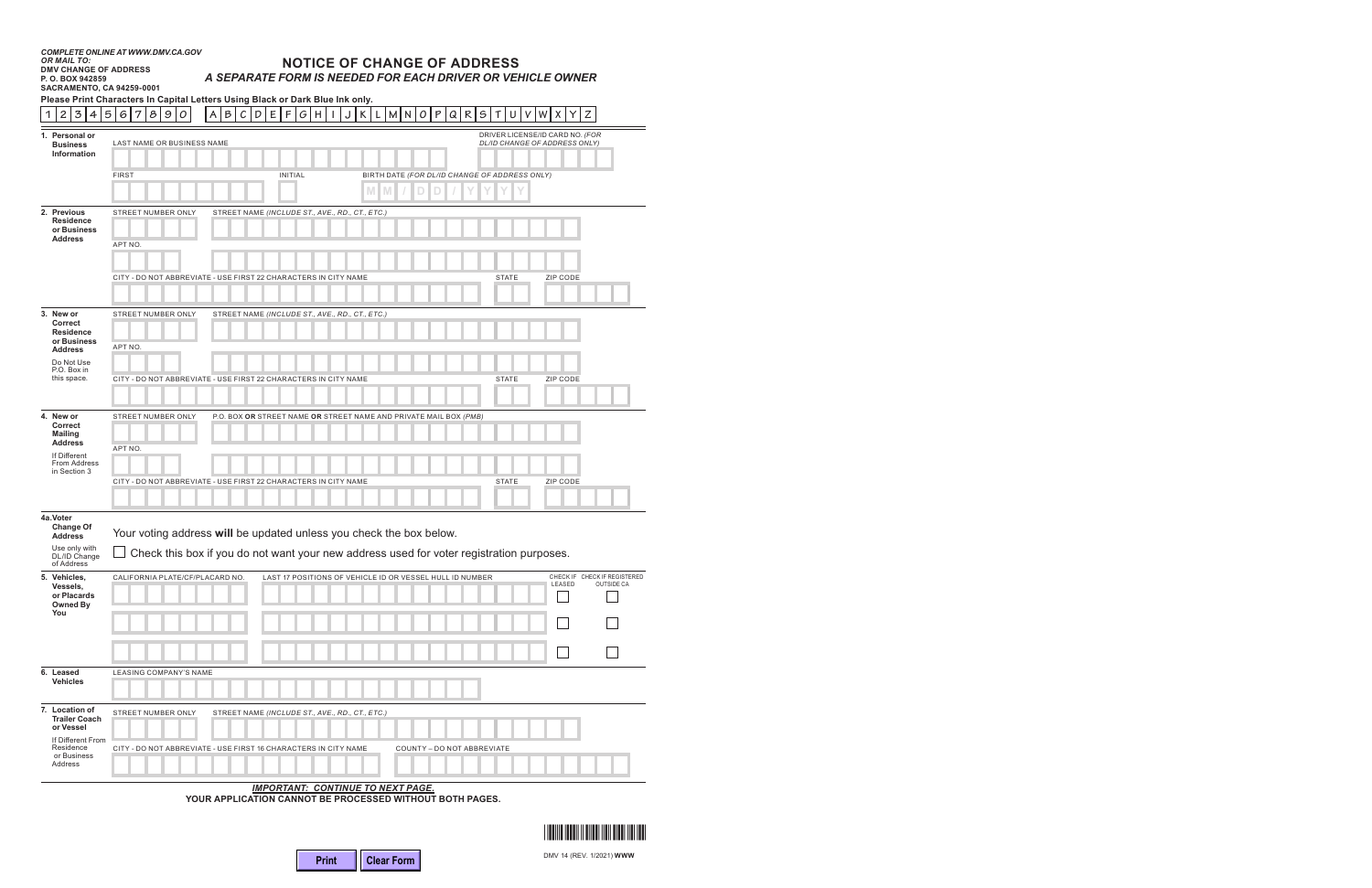*COMPLETE ONLINE AT WWW.DMV.CA.GOV*
*OR MAIL TO:*
**DMV CHANGE OF ADDRESS**
**P. O. BOX 942859**
**SACRAMENTO, CA 94259-0001**

# NOTICE OF CHANGE OF ADDRESS

## *A SEPARATE FORM IS NEEDED FOR EACH DRIVER OR VEHICLE OWNER*

**Please Print Characters In Capital Letters Using Black or Dark Blue Ink only.**

1 2 3 4 5 6 7 8 9 0 A B C D E F G H I J K L M N O P Q R S T U V W X Y Z

**1. Personal or Business Information**

LAST NAME OR BUSINESS NAME

DRIVER LICENSE/ID CARD NO. *(FOR DL/ID CHANGE OF ADDRESS ONLY)*

FIRST

INITIAL

BIRTH DATE *(FOR DL/ID CHANGE OF ADDRESS ONLY)*

M M / D D / Y Y Y Y

**2. Previous Residence or Business Address**

STREET NUMBER ONLY

STREET NAME *(INCLUDE ST., AVE., RD., CT., ETC.)*

APT NO.

CITY - DO NOT ABBREVIATE - USE FIRST 22 CHARACTERS IN CITY NAME

STATE

ZIP CODE

**3. New or Correct Residence or Business Address**

Do Not Use P.O. Box in this space.

STREET NUMBER ONLY

STREET NAME *(INCLUDE ST., AVE., RD., CT., ETC.)*

APT NO.

CITY - DO NOT ABBREVIATE - USE FIRST 22 CHARACTERS IN CITY NAME

STATE

ZIP CODE

**4. New or Correct Mailing Address**

If Different From Address in Section 3

STREET NUMBER ONLY

P.O. BOX **OR** STREET NAME **OR** STREET NAME AND PRIVATE MAIL BOX *(PMB)*

APT NO.

CITY - DO NOT ABBREVIATE - USE FIRST 22 CHARACTERS IN CITY NAME

STATE

ZIP CODE

**4a. Voter Change Of Address**

Use only with DL/ID Change of Address

Your voting address **will** be updated unless you check the box below.

☐ Check this box if you do not want your new address used for voter registration purposes.

**5. Vehicles, Vessels, or Placards Owned By You**

| CALIFORNIA PLATE/CF/PLACARD NO. | LAST 17 POSITIONS OF VEHICLE ID OR VESSEL HULL ID NUMBER | CHECK IF LEASED | CHECK IF REGISTERED OUTSIDE CA |
|---|---|---|---|
| | | ☐ | ☐ |
| | | ☐ | ☐ |
| | | ☐ | ☐ |

**6. Leased Vehicles**

LEASING COMPANY'S NAME

**7. Location of Trailer Coach or Vessel**

If Different From Residence or Business Address

STREET NUMBER ONLY

STREET NAME *(INCLUDE ST., AVE., RD., CT., ETC.)*

CITY - DO NOT ABBREVIATE - USE FIRST 16 CHARACTERS IN CITY NAME

COUNTY – DO NOT ABBREVIATE

***IMPORTANT: CONTINUE TO NEXT PAGE.***

**YOUR APPLICATION CANNOT BE PROCESSED WITHOUT BOTH PAGES.**

Print | Clear Form

DMV 14 (REV. 1/2021) **WWW**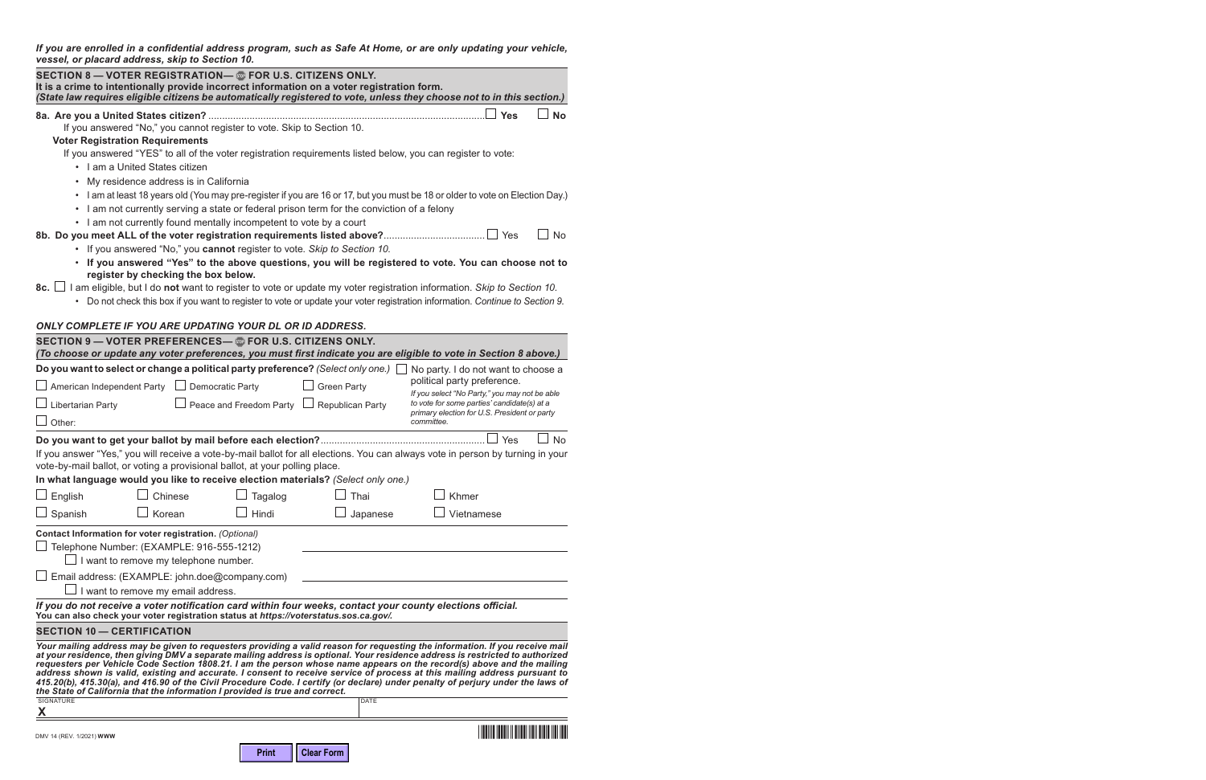***If you are enrolled in a confidential address program, such as Safe At Home, or are only updating your vehicle, vessel, or placard address, skip to Section 10.***

## SECTION 8 — VOTER REGISTRATION— FOR U.S. CITIZENS ONLY.

**It is a crime to intentionally provide incorrect information on a voter registration form.**
***(State law requires eligible citizens be automatically registered to vote, unless they choose not to in this section.)***

**8a. Are you a United States citizen?** ☐ **Yes** ☐ **No**

If you answered "No," you cannot register to vote. Skip to Section 10.

**Voter Registration Requirements**

If you answered "YES" to all of the voter registration requirements listed below, you can register to vote:

- I am a United States citizen
- My residence address is in California
- I am at least 18 years old (You may pre-register if you are 16 or 17, but you must be 18 or older to vote on Election Day.)
- I am not currently serving a state or federal prison term for the conviction of a felony
- I am not currently found mentally incompetent to vote by a court

**8b. Do you meet ALL of the voter registration requirements listed above?** ☐ Yes ☐ No

- If you answered "No," you **cannot** register to vote. *Skip to Section 10.*
- **If you answered "Yes" to the above questions, you will be registered to vote. You can choose not to register by checking the box below.**

**8c.** ☐ I am eligible, but I do **not** want to register to vote or update my voter registration information. *Skip to Section 10.*

- Do not check this box if you want to register to vote or update your voter registration information. *Continue to Section 9.*

***ONLY COMPLETE IF YOU ARE UPDATING YOUR DL OR ID ADDRESS.***

## SECTION 9 — VOTER PREFERENCES— FOR U.S. CITIZENS ONLY.

***(To choose or update any voter preferences, you must first indicate you are eligible to vote in Section 8 above.)***

**Do you want to select or change a political party preference?** *(Select only one.)*

☐ American Independent Party ☐ Democratic Party ☐ Green Party
☐ Libertarian Party ☐ Peace and Freedom Party ☐ Republican Party
☐ Other:

☐ No party. I do not want to choose a political party preference.
*If you select "No Party," you may not be able to vote for some parties' candidate(s) at a primary election for U.S. President or party committee.*

**Do you want to get your ballot by mail before each election?** ☐ Yes ☐ No

If you answer "Yes," you will receive a vote-by-mail ballot for all elections. You can always vote in person by turning in your vote-by-mail ballot, or voting a provisional ballot, at your polling place.

**In what language would you like to receive election materials?** *(Select only one.)*

| | | | | |
|---|---|---|---|---|
| ☐ English | ☐ Chinese | ☐ Tagalog | ☐ Thai | ☐ Khmer |
| ☐ Spanish | ☐ Korean | ☐ Hindi | ☐ Japanese | ☐ Vietnamese |

**Contact Information for voter registration.** *(Optional)*

☐ Telephone Number: (EXAMPLE: 916-555-1212) \_\_\_\_\_\_\_\_\_\_\_\_\_\_\_\_

☐ I want to remove my telephone number.

☐ Email address: (EXAMPLE: john.doe@company.com) \_\_\_\_\_\_\_\_\_\_\_\_\_\_\_\_

☐ I want to remove my email address.

***If you do not receive a voter notification card within four weeks, contact your county elections official.***
**You can also check your voter registration status at *https://voterstatus.sos.ca.gov/*.**

## SECTION 10 — CERTIFICATION

***Your mailing address may be given to requesters providing a valid reason for requesting the information. If you receive mail at your residence, then giving DMV a separate mailing address is optional. Your residence address is restricted to authorized requesters per Vehicle Code Section 1808.21. I am the person whose name appears on the record(s) above and the mailing address shown is valid, existing and accurate. I consent to receive service of process at this mailing address pursuant to 415.20(b), 415.30(a), and 416.90 of the Civil Procedure Code. I certify (or declare) under penalty of perjury under the laws of the State of California that the information I provided is true and correct.***

| SIGNATURE | DATE |
|---|---|
| **X** | |

DMV 14 (REV. 1/2021) **WWW**